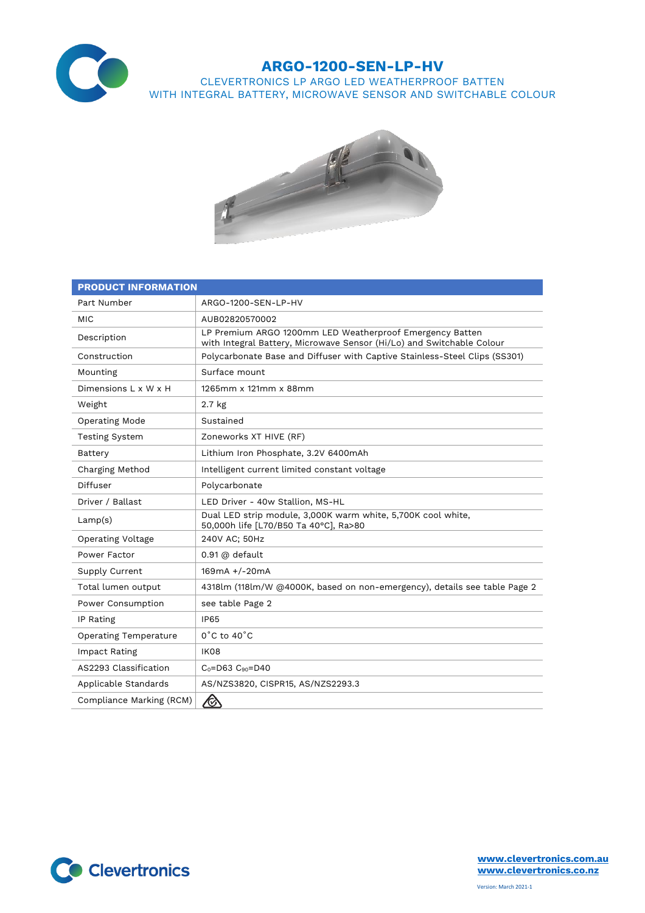# ARGO-1200-SEN-LP-HV

CLEVERTRONICS LP ARGO LED WEATHERPROOF BATTEN
WITH INTEGRAL BATTERY, MICROWAVE SENSOR AND SWITCHABLE COLOUR

| PRODUCT INFORMATION | |
|---|---|
| Part Number | ARGO-1200-SEN-LP-HV |
| MIC | AUB02820570002 |
| Description | LP Premium ARGO 1200mm LED Weatherproof Emergency Batten with Integral Battery, Microwave Sensor (Hi/Lo) and Switchable Colour |
| Construction | Polycarbonate Base and Diffuser with Captive Stainless-Steel Clips (SS301) |
| Mounting | Surface mount |
| Dimensions L x W x H | 1265mm x 121mm x 88mm |
| Weight | 2.7 kg |
| Operating Mode | Sustained |
| Testing System | Zoneworks XT HIVE (RF) |
| Battery | Lithium Iron Phosphate, 3.2V 6400mAh |
| Charging Method | Intelligent current limited constant voltage |
| Diffuser | Polycarbonate |
| Driver / Ballast | LED Driver - 40w Stallion, MS-HL |
| Lamp(s) | Dual LED strip module, 3,000K warm white, 5,700K cool white, 50,000h life [L70/B50 Ta 40°C], Ra>80 |
| Operating Voltage | 240V AC; 50Hz |
| Power Factor | 0.91 @ default |
| Supply Current | 169mA +/-20mA |
| Total lumen output | 4318lm (118lm/W @4000K, based on non-emergency), details see table Page 2 |
| Power Consumption | see table Page 2 |
| IP Rating | IP65 |
| Operating Temperature | 0˚C to 40˚C |
| Impact Rating | IK08 |
| AS2293 Classification | $C_0$=D63 $C_{90}$=D40 |
| Applicable Standards | AS/NZS3820, CISPR15, AS/NZS2293.3 |
| Compliance Marking (RCM) | |

www.clevertronics.com.au
www.clevertronics.co.nz

Version: March 2021-1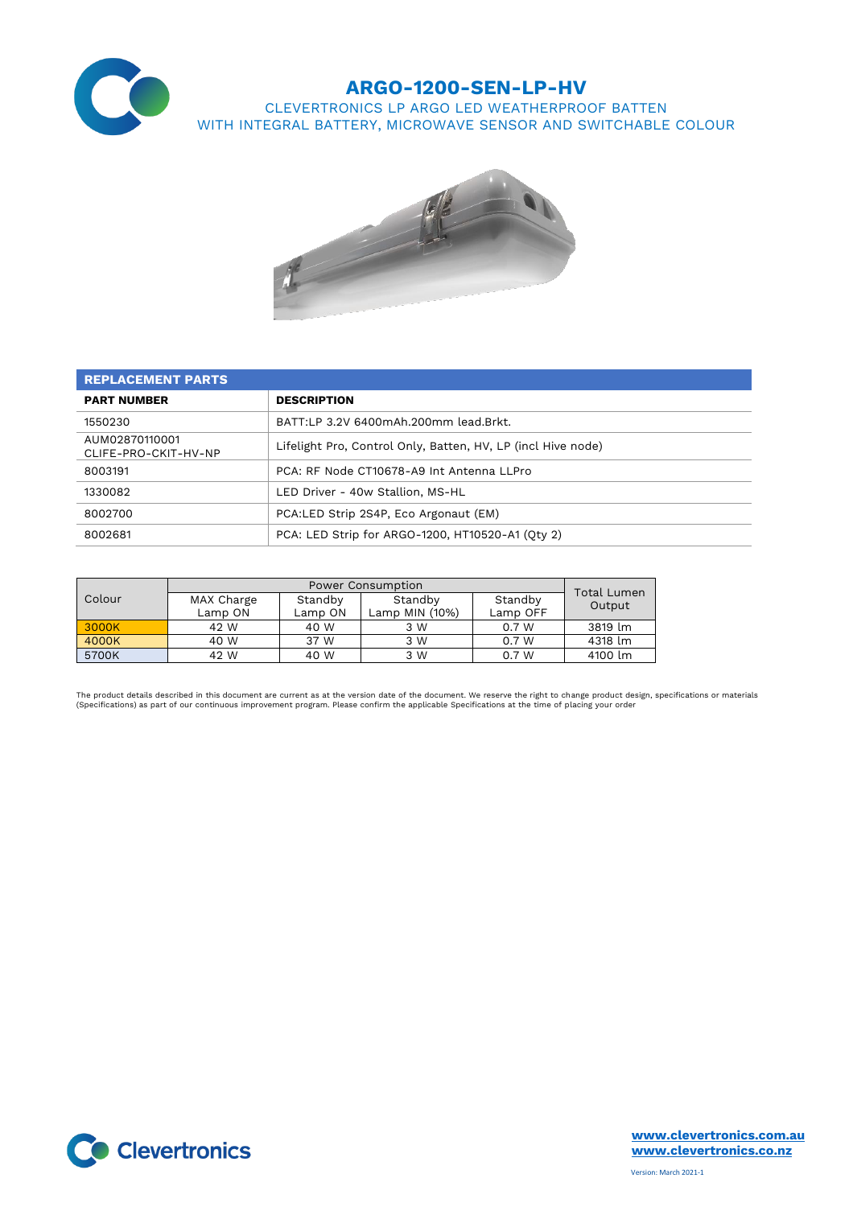# ARGO-1200-SEN-LP-HV

CLEVERTRONICS LP ARGO LED WEATHERPROOF BATTEN
WITH INTEGRAL BATTERY, MICROWAVE SENSOR AND SWITCHABLE COLOUR

| REPLACEMENT PARTS | |
|---|---|
| **PART NUMBER** | **DESCRIPTION** |
| 1550230 | BATT:LP 3.2V 6400mAh.200mm lead.Brkt. |
| AUM02870110001 CLIFE-PRO-CKIT-HV-NP | Lifelight Pro, Control Only, Batten, HV, LP (incl Hive node) |
| 8003191 | PCA: RF Node CT10678-A9 Int Antenna LLPro |
| 1330082 | LED Driver - 40w Stallion, MS-HL |
| 8002700 | PCA:LED Strip 2S4P, Eco Argonaut (EM) |
| 8002681 | PCA: LED Strip for ARGO-1200, HT10520-A1 (Qty 2) |

| Colour | Power Consumption | | | | Total Lumen Output |
|---|---|---|---|---|---|
| | MAX Charge Lamp ON | Standby Lamp ON | Standby Lamp MIN (10%) | Standby Lamp OFF | |
| 3000K | 42 W | 40 W | 3 W | 0.7 W | 3819 lm |
| 4000K | 40 W | 37 W | 3 W | 0.7 W | 4318 lm |
| 5700K | 42 W | 40 W | 3 W | 0.7 W | 4100 lm |

The product details described in this document are current as at the version date of the document. We reserve the right to change product design, specifications or materials (Specifications) as part of our continuous improvement program. Please confirm the applicable Specifications at the time of placing your order

Clevertronics

www.clevertronics.com.au
www.clevertronics.co.nz

Version: March 2021-1